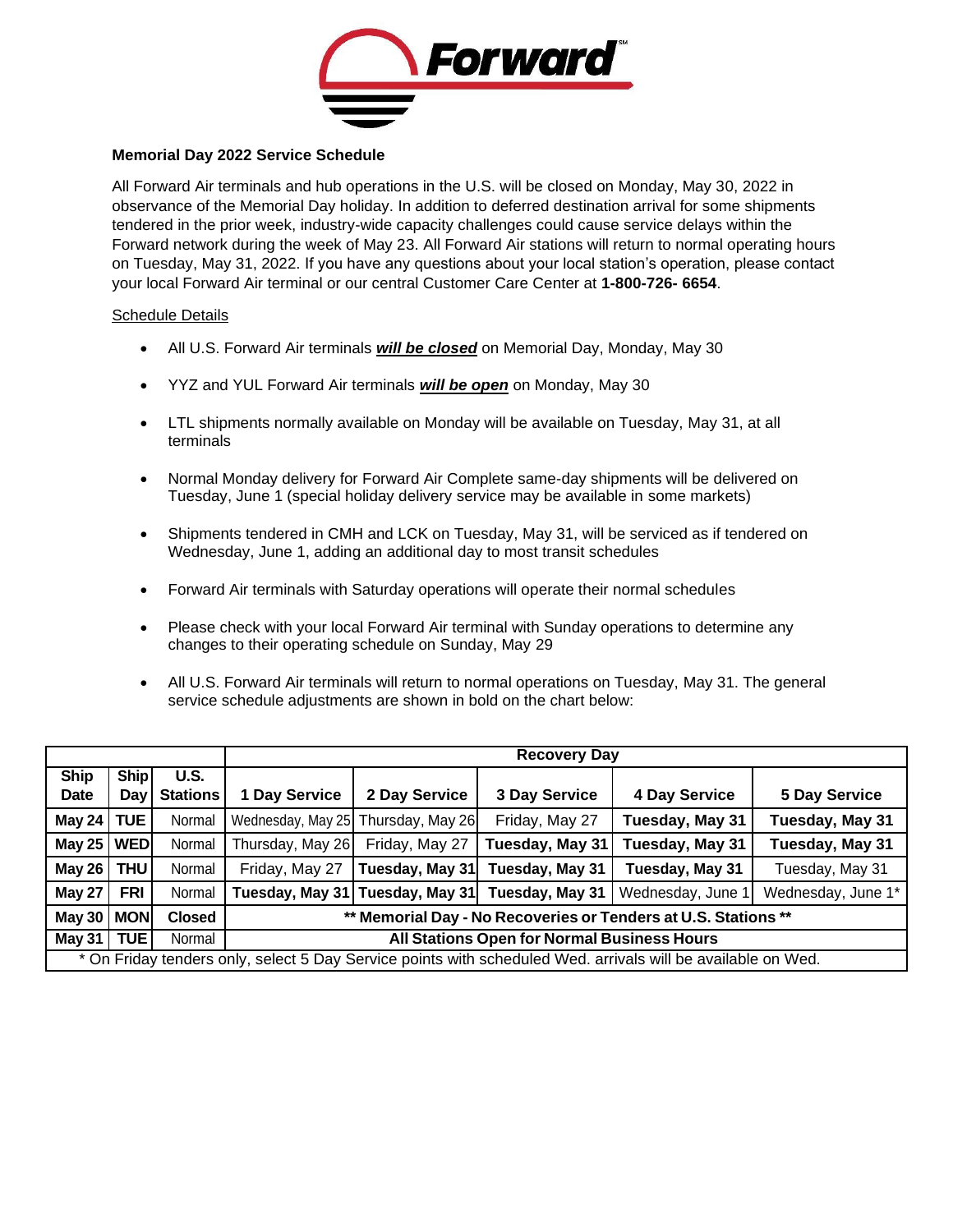**Memorial Day 2022 Service Schedule**

All Forward Air terminals and hub operations in the U.S. will be closed on Monday, May 30, 2022 in observance of the Memorial Day holiday. In addition to deferred destination arrival for some shipments tendered in the prior week, industry-wide capacity challenges could cause service delays within the Forward network during the week of May 23. All Forward Air stations will return to normal operating hours on Tuesday, May 31, 2022. If you have any questions about your local station's operation, please contact your local Forward Air terminal or our central Customer Care Center at **1-800-726- 6654**.

Schedule Details

- All U.S. Forward Air terminals ***will be closed*** on Memorial Day, Monday, May 30
- YYZ and YUL Forward Air terminals ***will be open*** on Monday, May 30
- LTL shipments normally available on Monday will be available on Tuesday, May 31, at all terminals
- Normal Monday delivery for Forward Air Complete same-day shipments will be delivered on Tuesday, June 1 (special holiday delivery service may be available in some markets)
- Shipments tendered in CMH and LCK on Tuesday, May 31, will be serviced as if tendered on Wednesday, June 1, adding an additional day to most transit schedules
- Forward Air terminals with Saturday operations will operate their normal schedules
- Please check with your local Forward Air terminal with Sunday operations to determine any changes to their operating schedule on Sunday, May 29
- All U.S. Forward Air terminals will return to normal operations on Tuesday, May 31. The general service schedule adjustments are shown in bold on the chart below:

| | | | Recovery Day | | | | |
|---|---|---|---|---|---|---|---|
| **Ship Date** | **Ship Day** | **U.S. Stations** | **1 Day Service** | **2 Day Service** | **3 Day Service** | **4 Day Service** | **5 Day Service** |
| **May 24** | **TUE** | Normal | Wednesday, May 25 | Thursday, May 26 | Friday, May 27 | **Tuesday, May 31** | **Tuesday, May 31** |
| **May 25** | **WED** | Normal | Thursday, May 26 | Friday, May 27 | **Tuesday, May 31** | **Tuesday, May 31** | **Tuesday, May 31** |
| **May 26** | **THU** | Normal | Friday, May 27 | **Tuesday, May 31** | **Tuesday, May 31** | **Tuesday, May 31** | Tuesday, May 31 |
| **May 27** | **FRI** | Normal | **Tuesday, May 31** | **Tuesday, May 31** | **Tuesday, May 31** | Wednesday, June 1 | Wednesday, June 1* |
| **May 30** | **MON** | **Closed** | **\*\* Memorial Day - No Recoveries or Tenders at U.S. Stations \*\*** | | | | |
| **May 31** | **TUE** | Normal | **All Stations Open for Normal Business Hours** | | | | |
| * On Friday tenders only, select 5 Day Service points with scheduled Wed. arrivals will be available on Wed. | | | | | | | |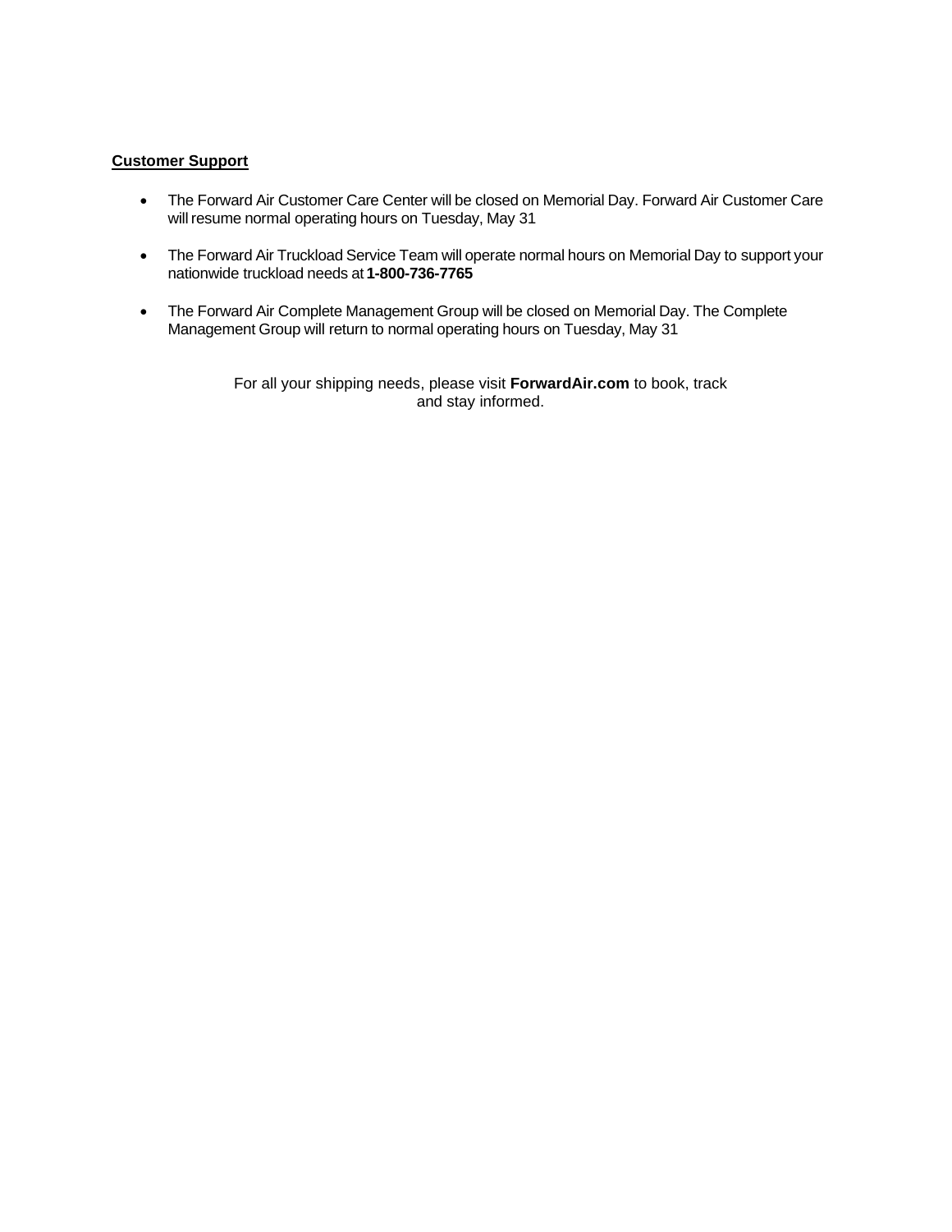**Customer Support**

- The Forward Air Customer Care Center will be closed on Memorial Day. Forward Air Customer Care will resume normal operating hours on Tuesday, May 31
- The Forward Air Truckload Service Team will operate normal hours on Memorial Day to support your nationwide truckload needs at **1-800-736-7765**
- The Forward Air Complete Management Group will be closed on Memorial Day. The Complete Management Group will return to normal operating hours on Tuesday, May 31

For all your shipping needs, please visit **ForwardAir.com** to book, track and stay informed.